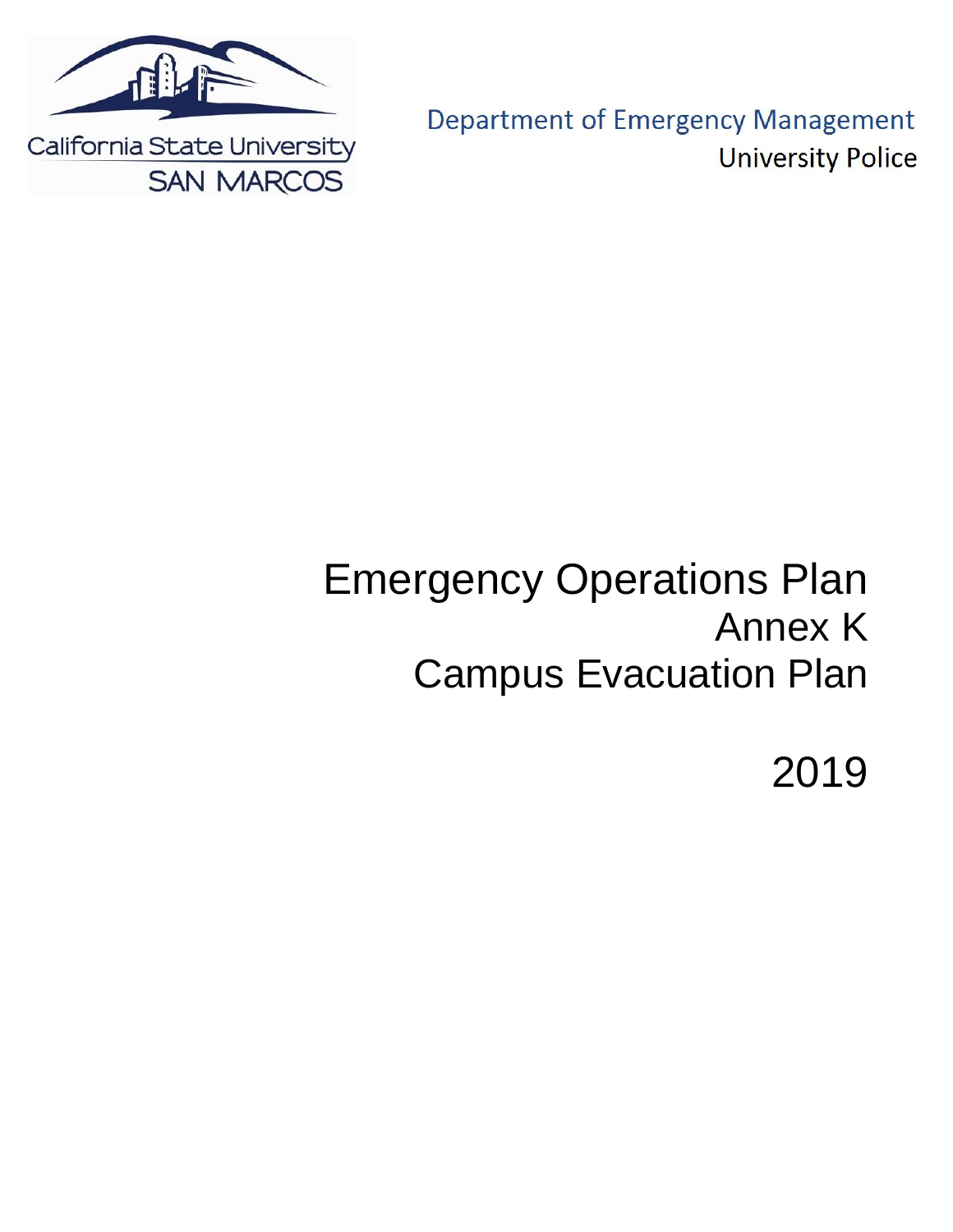California State University
SAN MARCOS

Department of Emergency Management
University Police

# Emergency Operations Plan
## Annex K
## Campus Evacuation Plan

2019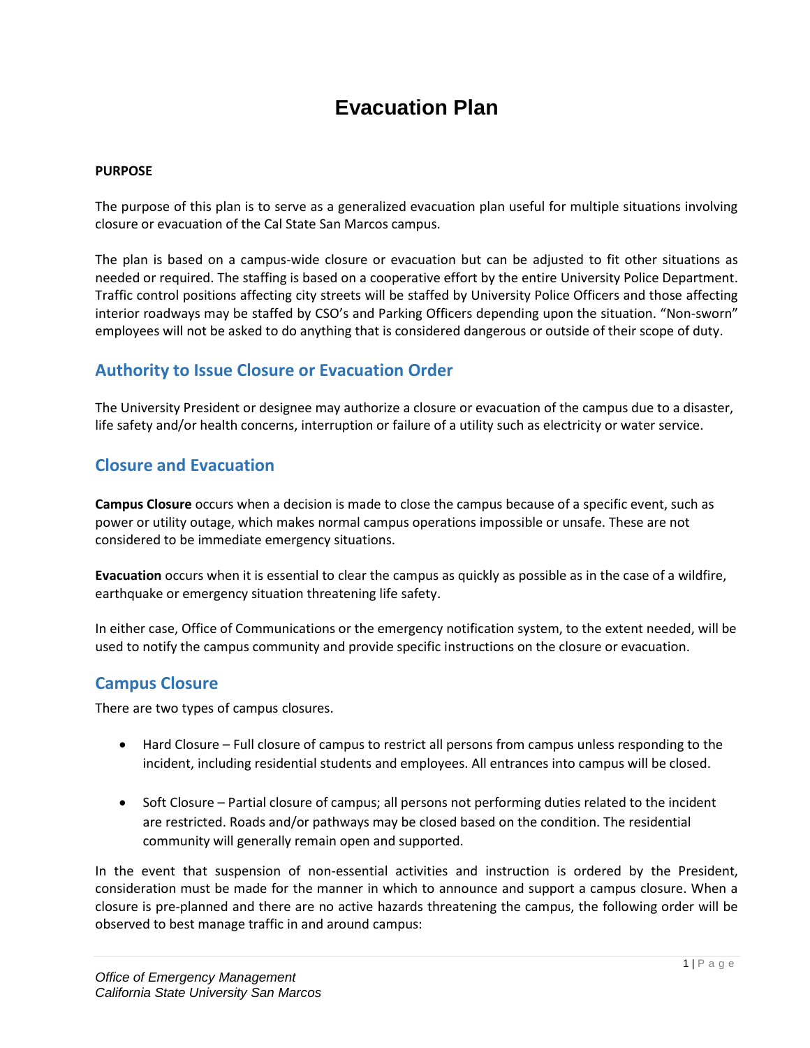# Evacuation Plan

**PURPOSE**

The purpose of this plan is to serve as a generalized evacuation plan useful for multiple situations involving closure or evacuation of the Cal State San Marcos campus.

The plan is based on a campus-wide closure or evacuation but can be adjusted to fit other situations as needed or required. The staffing is based on a cooperative effort by the entire University Police Department. Traffic control positions affecting city streets will be staffed by University Police Officers and those affecting interior roadways may be staffed by CSO's and Parking Officers depending upon the situation. "Non-sworn" employees will not be asked to do anything that is considered dangerous or outside of their scope of duty.

## Authority to Issue Closure or Evacuation Order

The University President or designee may authorize a closure or evacuation of the campus due to a disaster, life safety and/or health concerns, interruption or failure of a utility such as electricity or water service.

## Closure and Evacuation

**Campus Closure** occurs when a decision is made to close the campus because of a specific event, such as power or utility outage, which makes normal campus operations impossible or unsafe. These are not considered to be immediate emergency situations.

**Evacuation** occurs when it is essential to clear the campus as quickly as possible as in the case of a wildfire, earthquake or emergency situation threatening life safety.

In either case, Office of Communications or the emergency notification system, to the extent needed, will be used to notify the campus community and provide specific instructions on the closure or evacuation.

## Campus Closure

There are two types of campus closures.

- Hard Closure – Full closure of campus to restrict all persons from campus unless responding to the incident, including residential students and employees. All entrances into campus will be closed.
- Soft Closure – Partial closure of campus; all persons not performing duties related to the incident are restricted. Roads and/or pathways may be closed based on the condition. The residential community will generally remain open and supported.

In the event that suspension of non-essential activities and instruction is ordered by the President, consideration must be made for the manner in which to announce and support a campus closure. When a closure is pre-planned and there are no active hazards threatening the campus, the following order will be observed to best manage traffic in and around campus: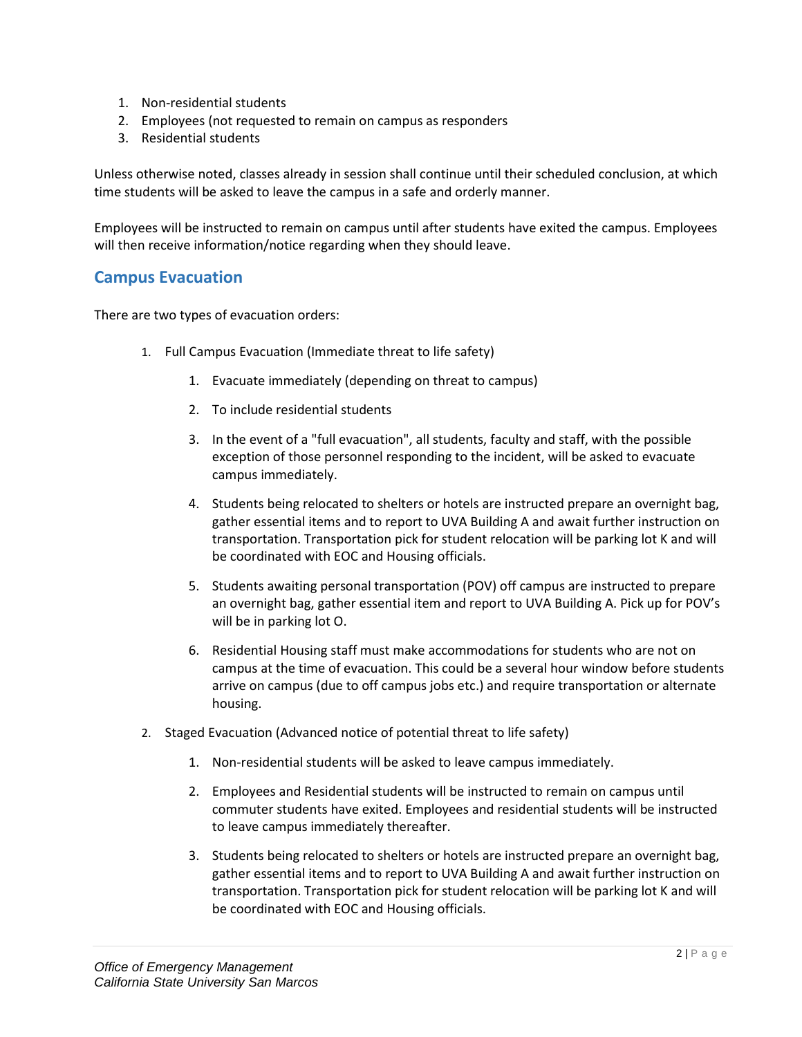1. Non-residential students
2. Employees (not requested to remain on campus as responders
3. Residential students

Unless otherwise noted, classes already in session shall continue until their scheduled conclusion, at which time students will be asked to leave the campus in a safe and orderly manner.

Employees will be instructed to remain on campus until after students have exited the campus. Employees will then receive information/notice regarding when they should leave.

## Campus Evacuation

There are two types of evacuation orders:

1. Full Campus Evacuation (Immediate threat to life safety)
    1. Evacuate immediately (depending on threat to campus)
    2. To include residential students
    3. In the event of a "full evacuation", all students, faculty and staff, with the possible exception of those personnel responding to the incident, will be asked to evacuate campus immediately.
    4. Students being relocated to shelters or hotels are instructed prepare an overnight bag, gather essential items and to report to UVA Building A and await further instruction on transportation. Transportation pick for student relocation will be parking lot K and will be coordinated with EOC and Housing officials.
    5. Students awaiting personal transportation (POV) off campus are instructed to prepare an overnight bag, gather essential item and report to UVA Building A. Pick up for POV's will be in parking lot O.
    6. Residential Housing staff must make accommodations for students who are not on campus at the time of evacuation. This could be a several hour window before students arrive on campus (due to off campus jobs etc.) and require transportation or alternate housing.
2. Staged Evacuation (Advanced notice of potential threat to life safety)
    1. Non-residential students will be asked to leave campus immediately.
    2. Employees and Residential students will be instructed to remain on campus until commuter students have exited. Employees and residential students will be instructed to leave campus immediately thereafter.
    3. Students being relocated to shelters or hotels are instructed prepare an overnight bag, gather essential items and to report to UVA Building A and await further instruction on transportation. Transportation pick for student relocation will be parking lot K and will be coordinated with EOC and Housing officials.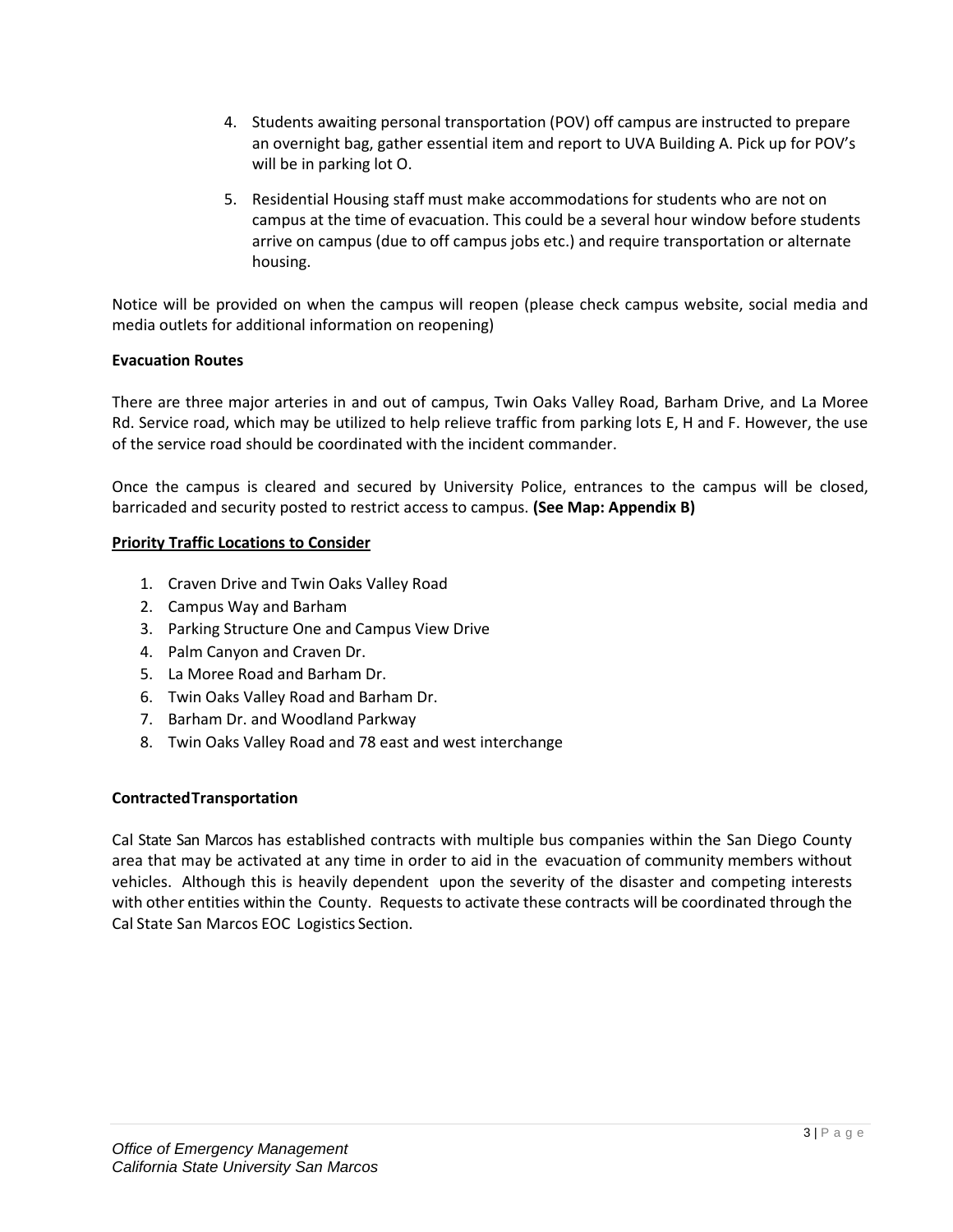4. Students awaiting personal transportation (POV) off campus are instructed to prepare an overnight bag, gather essential item and report to UVA Building A. Pick up for POV's will be in parking lot O.

5. Residential Housing staff must make accommodations for students who are not on campus at the time of evacuation. This could be a several hour window before students arrive on campus (due to off campus jobs etc.) and require transportation or alternate housing.

Notice will be provided on when the campus will reopen (please check campus website, social media and media outlets for additional information on reopening)

**Evacuation Routes**

There are three major arteries in and out of campus, Twin Oaks Valley Road, Barham Drive, and La Moree Rd. Service road, which may be utilized to help relieve traffic from parking lots E, H and F. However, the use of the service road should be coordinated with the incident commander.

Once the campus is cleared and secured by University Police, entrances to the campus will be closed, barricaded and security posted to restrict access to campus. **(See Map: Appendix B)**

**Priority Traffic Locations to Consider**

1. Craven Drive and Twin Oaks Valley Road
2. Campus Way and Barham
3. Parking Structure One and Campus View Drive
4. Palm Canyon and Craven Dr.
5. La Moree Road and Barham Dr.
6. Twin Oaks Valley Road and Barham Dr.
7. Barham Dr. and Woodland Parkway
8. Twin Oaks Valley Road and 78 east and west interchange

**Contracted Transportation**

Cal State San Marcos has established contracts with multiple bus companies within the San Diego County area that may be activated at any time in order to aid in the evacuation of community members without vehicles. Although this is heavily dependent upon the severity of the disaster and competing interests with other entities within the County. Requests to activate these contracts will be coordinated through the Cal State San Marcos EOC Logistics Section.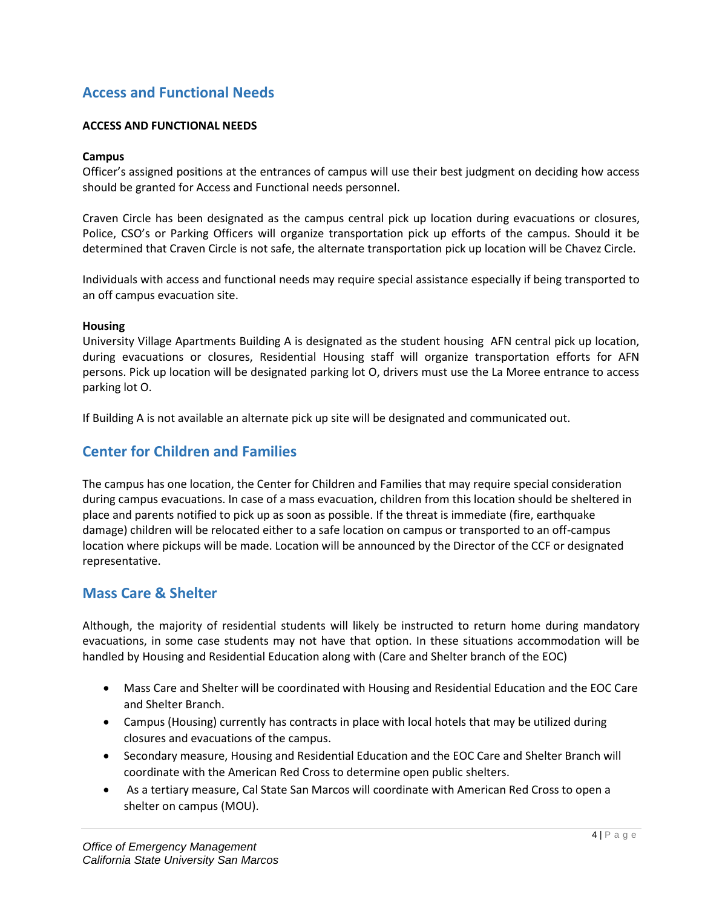## Access and Functional Needs

**ACCESS AND FUNCTIONAL NEEDS**

**Campus**
Officer's assigned positions at the entrances of campus will use their best judgment on deciding how access should be granted for Access and Functional needs personnel.

Craven Circle has been designated as the campus central pick up location during evacuations or closures, Police, CSO's or Parking Officers will organize transportation pick up efforts of the campus. Should it be determined that Craven Circle is not safe, the alternate transportation pick up location will be Chavez Circle.

Individuals with access and functional needs may require special assistance especially if being transported to an off campus evacuation site.

**Housing**
University Village Apartments Building A is designated as the student housing AFN central pick up location, during evacuations or closures, Residential Housing staff will organize transportation efforts for AFN persons. Pick up location will be designated parking lot O, drivers must use the La Moree entrance to access parking lot O.

If Building A is not available an alternate pick up site will be designated and communicated out.

## Center for Children and Families

The campus has one location, the Center for Children and Families that may require special consideration during campus evacuations. In case of a mass evacuation, children from this location should be sheltered in place and parents notified to pick up as soon as possible. If the threat is immediate (fire, earthquake damage) children will be relocated either to a safe location on campus or transported to an off-campus location where pickups will be made. Location will be announced by the Director of the CCF or designated representative.

## Mass Care & Shelter

Although, the majority of residential students will likely be instructed to return home during mandatory evacuations, in some case students may not have that option. In these situations accommodation will be handled by Housing and Residential Education along with (Care and Shelter branch of the EOC)

- Mass Care and Shelter will be coordinated with Housing and Residential Education and the EOC Care and Shelter Branch.
- Campus (Housing) currently has contracts in place with local hotels that may be utilized during closures and evacuations of the campus.
- Secondary measure, Housing and Residential Education and the EOC Care and Shelter Branch will coordinate with the American Red Cross to determine open public shelters.
- As a tertiary measure, Cal State San Marcos will coordinate with American Red Cross to open a shelter on campus (MOU).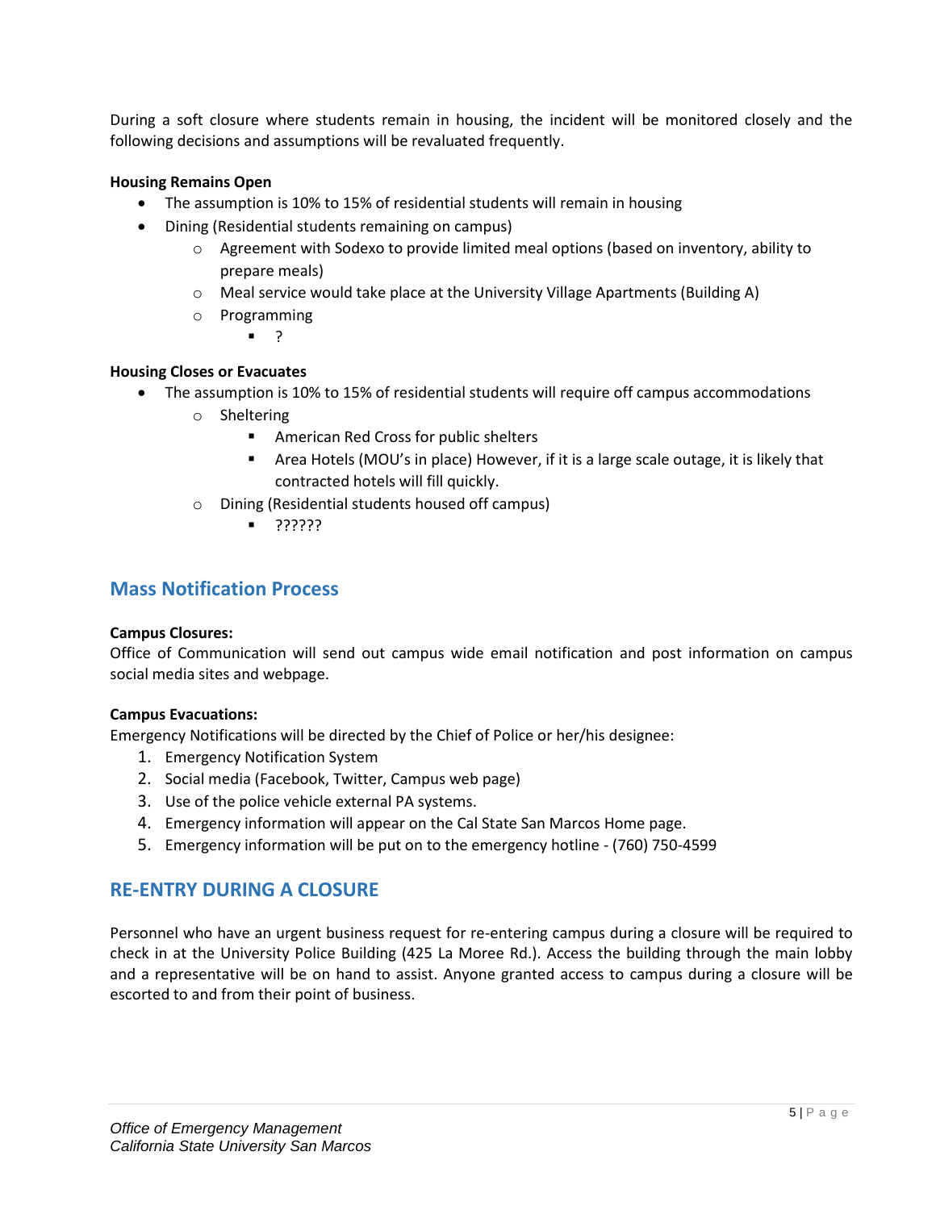During a soft closure where students remain in housing, the incident will be monitored closely and the following decisions and assumptions will be revaluated frequently.

**Housing Remains Open**

- The assumption is 10% to 15% of residential students will remain in housing
- Dining (Residential students remaining on campus)
    - Agreement with Sodexo to provide limited meal options (based on inventory, ability to prepare meals)
    - Meal service would take place at the University Village Apartments (Building A)
    - Programming
        - ?

**Housing Closes or Evacuates**

- The assumption is 10% to 15% of residential students will require off campus accommodations
    - Sheltering
        - American Red Cross for public shelters
        - Area Hotels (MOU's in place) However, if it is a large scale outage, it is likely that contracted hotels will fill quickly.
    - Dining (Residential students housed off campus)
        - ??????

## Mass Notification Process

**Campus Closures:**
Office of Communication will send out campus wide email notification and post information on campus social media sites and webpage.

**Campus Evacuations:**
Emergency Notifications will be directed by the Chief of Police or her/his designee:

1. Emergency Notification System
2. Social media (Facebook, Twitter, Campus web page)
3. Use of the police vehicle external PA systems.
4. Emergency information will appear on the Cal State San Marcos Home page.
5. Emergency information will be put on to the emergency hotline - (760) 750-4599

## RE-ENTRY DURING A CLOSURE

Personnel who have an urgent business request for re-entering campus during a closure will be required to check in at the University Police Building (425 La Moree Rd.). Access the building through the main lobby and a representative will be on hand to assist. Anyone granted access to campus during a closure will be escorted to and from their point of business.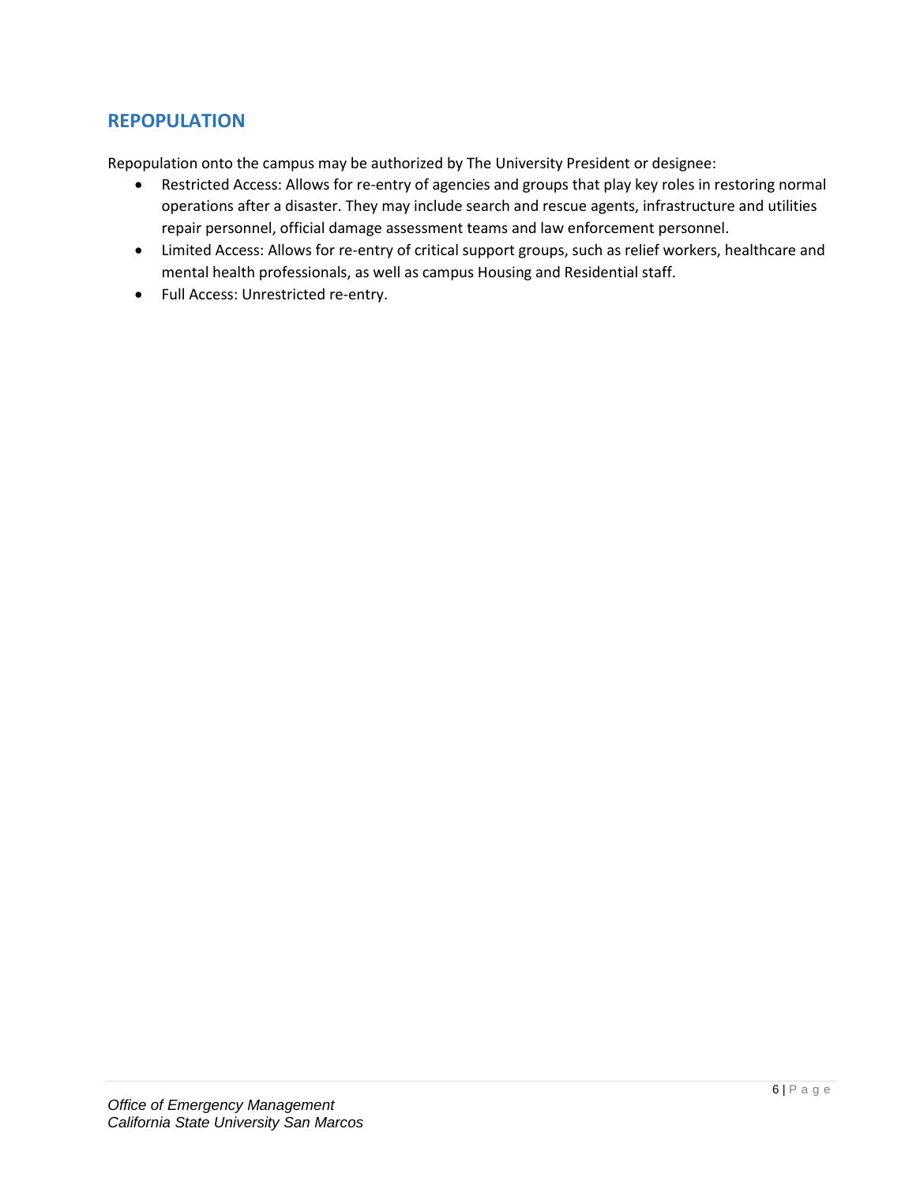## REPOPULATION

Repopulation onto the campus may be authorized by The University President or designee:

- Restricted Access: Allows for re-entry of agencies and groups that play key roles in restoring normal operations after a disaster. They may include search and rescue agents, infrastructure and utilities repair personnel, official damage assessment teams and law enforcement personnel.
- Limited Access: Allows for re-entry of critical support groups, such as relief workers, healthcare and mental health professionals, as well as campus Housing and Residential staff.
- Full Access: Unrestricted re-entry.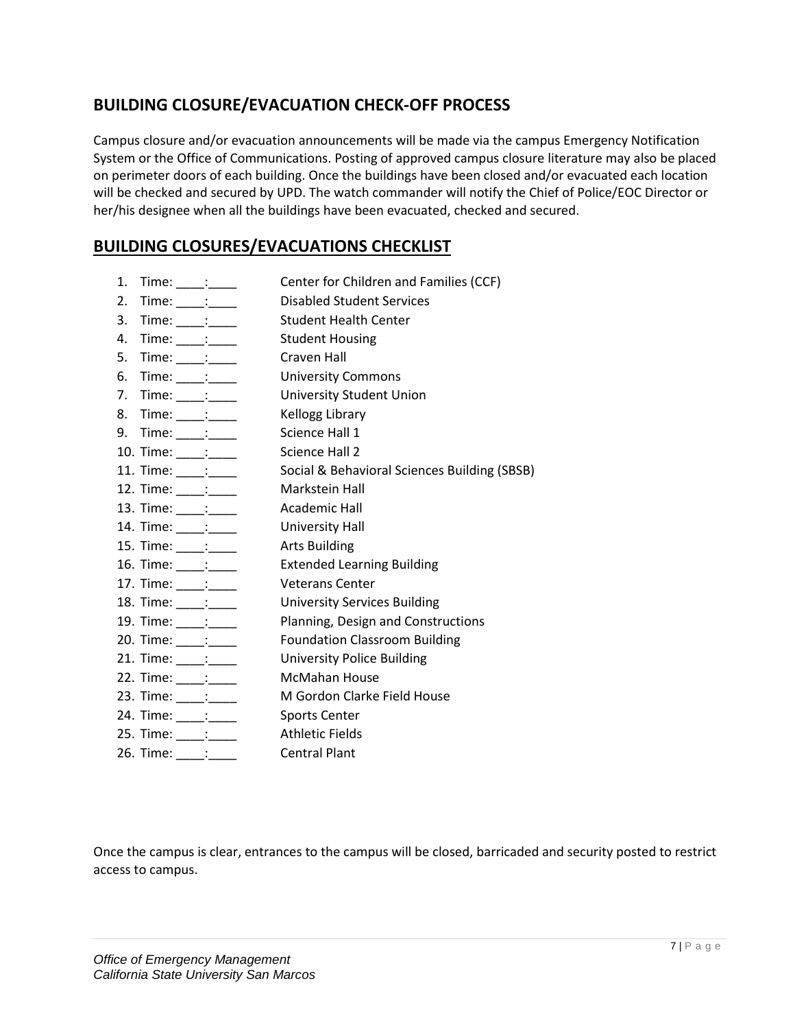## BUILDING CLOSURE/EVACUATION CHECK-OFF PROCESS

Campus closure and/or evacuation announcements will be made via the campus Emergency Notification System or the Office of Communications. Posting of approved campus closure literature may also be placed on perimeter doors of each building. Once the buildings have been closed and/or evacuated each location will be checked and secured by UPD. The watch commander will notify the Chief of Police/EOC Director or her/his designee when all the buildings have been evacuated, checked and secured.

## BUILDING CLOSURES/EVACUATIONS CHECKLIST

1. Time: ____:____ Center for Children and Families (CCF)
2. Time: ____:____ Disabled Student Services
3. Time: ____:____ Student Health Center
4. Time: ____:____ Student Housing
5. Time: ____:____ Craven Hall
6. Time: ____:____ University Commons
7. Time: ____:____ University Student Union
8. Time: ____:____ Kellogg Library
9. Time: ____:____ Science Hall 1
10. Time: ____:____ Science Hall 2
11. Time: ____:____ Social & Behavioral Sciences Building (SBSB)
12. Time: ____:____ Markstein Hall
13. Time: ____:____ Academic Hall
14. Time: ____:____ University Hall
15. Time: ____:____ Arts Building
16. Time: ____:____ Extended Learning Building
17. Time: ____:____ Veterans Center
18. Time: ____:____ University Services Building
19. Time: ____:____ Planning, Design and Constructions
20. Time: ____:____ Foundation Classroom Building
21. Time: ____:____ University Police Building
22. Time: ____:____ McMahan House
23. Time: ____:____ M Gordon Clarke Field House
24. Time: ____:____ Sports Center
25. Time: ____:____ Athletic Fields
26. Time: ____:____ Central Plant

Once the campus is clear, entrances to the campus will be closed, barricaded and security posted to restrict access to campus.